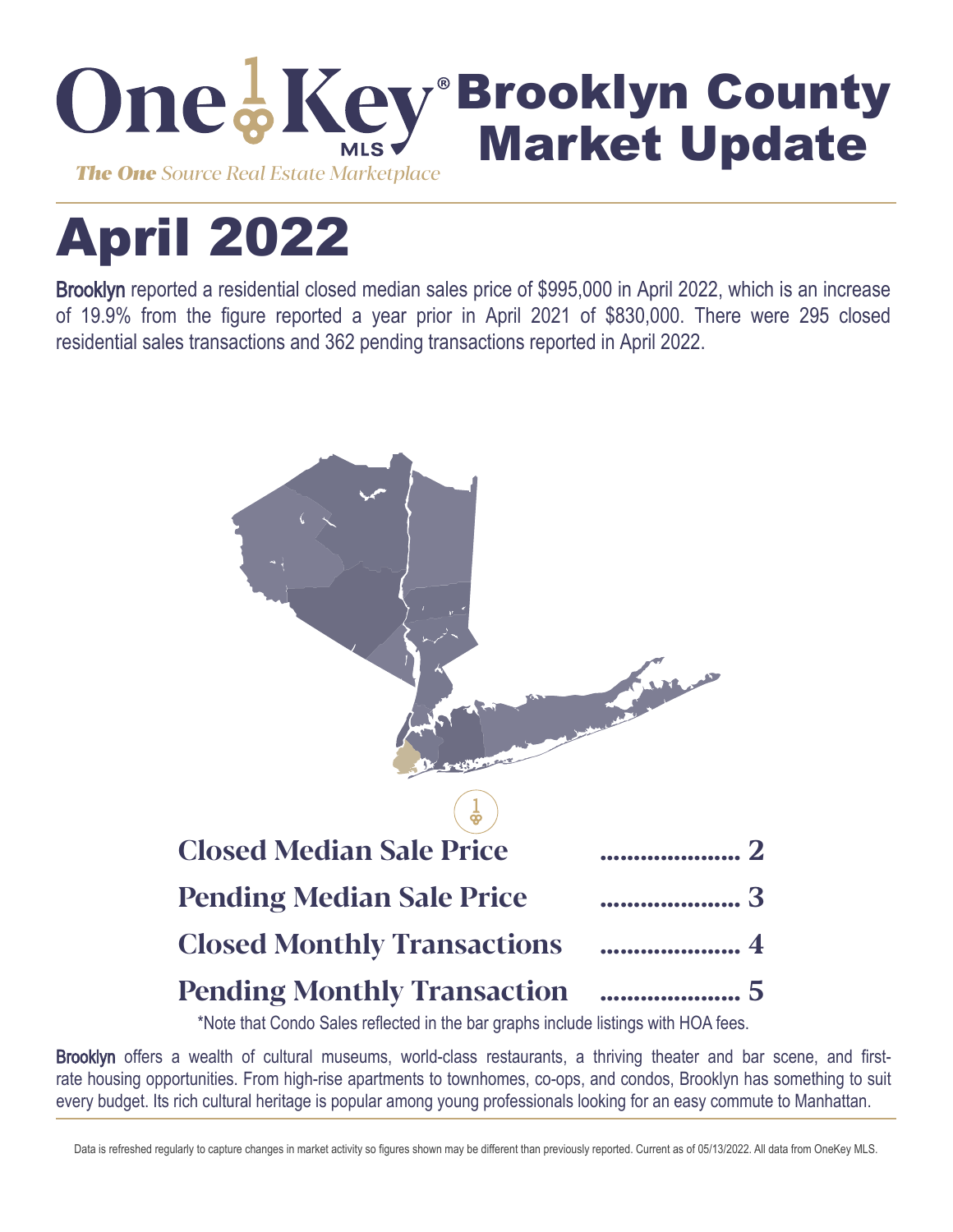# OneKey® MLS — Brooklyn County Market Update

*The One Source Real Estate Marketplace*

# April 2022

**Brooklyn** reported a residential closed median sales price of $995,000 in April 2022, which is an increase of 19.9% from the figure reported a year prior in April 2021 of $830,000. There were 295 closed residential sales transactions and 362 pending transactions reported in April 2022.

**Closed Median Sale Price** ..................... 2

**Pending Median Sale Price** ..................... 3

**Closed Monthly Transactions** ..................... 4

**Pending Monthly Transaction** ..................... 5

*Note that Condo Sales reflected in the bar graphs include listings with HOA fees.

**Brooklyn** offers a wealth of cultural museums, world-class restaurants, a thriving theater and bar scene, and first-rate housing opportunities. From high-rise apartments to townhomes, co-ops, and condos, Brooklyn has something to suit every budget. Its rich cultural heritage is popular among young professionals looking for an easy commute to Manhattan.

Data is refreshed regularly to capture changes in market activity so figures shown may be different than previously reported. Current as of 05/13/2022. All data from OneKey MLS.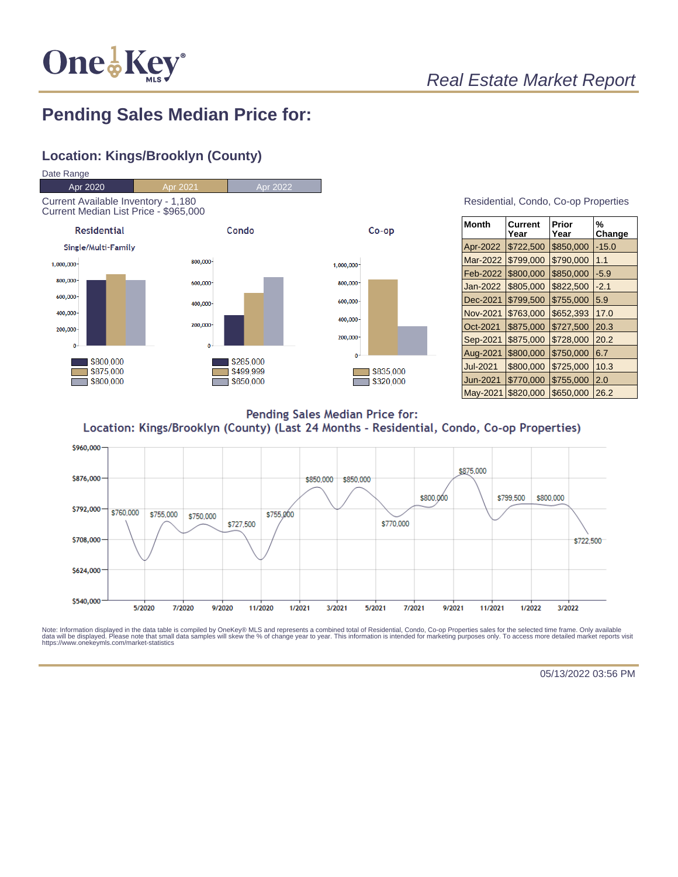*Real Estate Market Report*

# Pending Sales Median Price for:

## Location: Kings/Brooklyn (County)

Date Range

| Apr 2020 | Apr 2021 | Apr 2022 |
|---|---|---|

Current Available Inventory - 1,180
Current Median List Price - $965,000

**Residential**

Single/Multi-Family

- $800,000
- $875,000
- $800,000

**Condo**

- $285,000
- $499,999
- $650,000

**Co-op**

- $835,000
- $320,000

Residential, Condo, Co-op Properties

| Month | Current Year | Prior Year | % Change |
|---|---|---|---|
| Apr-2022 | $722,500 | $850,000 | -15.0 |
| Mar-2022 | $799,000 | $790,000 | 1.1 |
| Feb-2022 | $800,000 | $850,000 | -5.9 |
| Jan-2022 | $805,000 | $822,500 | -2.1 |
| Dec-2021 | $799,500 | $755,000 | 5.9 |
| Nov-2021 | $763,000 | $652,393 | 17.0 |
| Oct-2021 | $875,000 | $727,500 | 20.3 |
| Sep-2021 | $875,000 | $728,000 | 20.2 |
| Aug-2021 | $800,000 | $750,000 | 6.7 |
| Jul-2021 | $800,000 | $725,000 | 10.3 |
| Jun-2021 | $770,000 | $755,000 | 2.0 |
| May-2021 | $820,000 | $650,000 | 26.2 |

**Pending Sales Median Price for:**
**Location: Kings/Brooklyn (County) (Last 24 Months - Residential, Condo, Co-op Properties)**

Labeled values: $760,000, $755,000, $750,000, $727,500, $755,000, $850,000, $850,000, $770,000, $800,000, $875,000, $799,500, $800,000, $722,500

Note: Information displayed in the data table is compiled by OneKey® MLS and represents a combined total of Residential, Condo, Co-op Properties sales for the selected time frame. Only available data will be displayed. Please note that small data samples will skew the % of change year to year. This information is intended for marketing purposes only. To access more detailed market reports visit https://www.onekeymls.com/market-statistics

05/13/2022 03:56 PM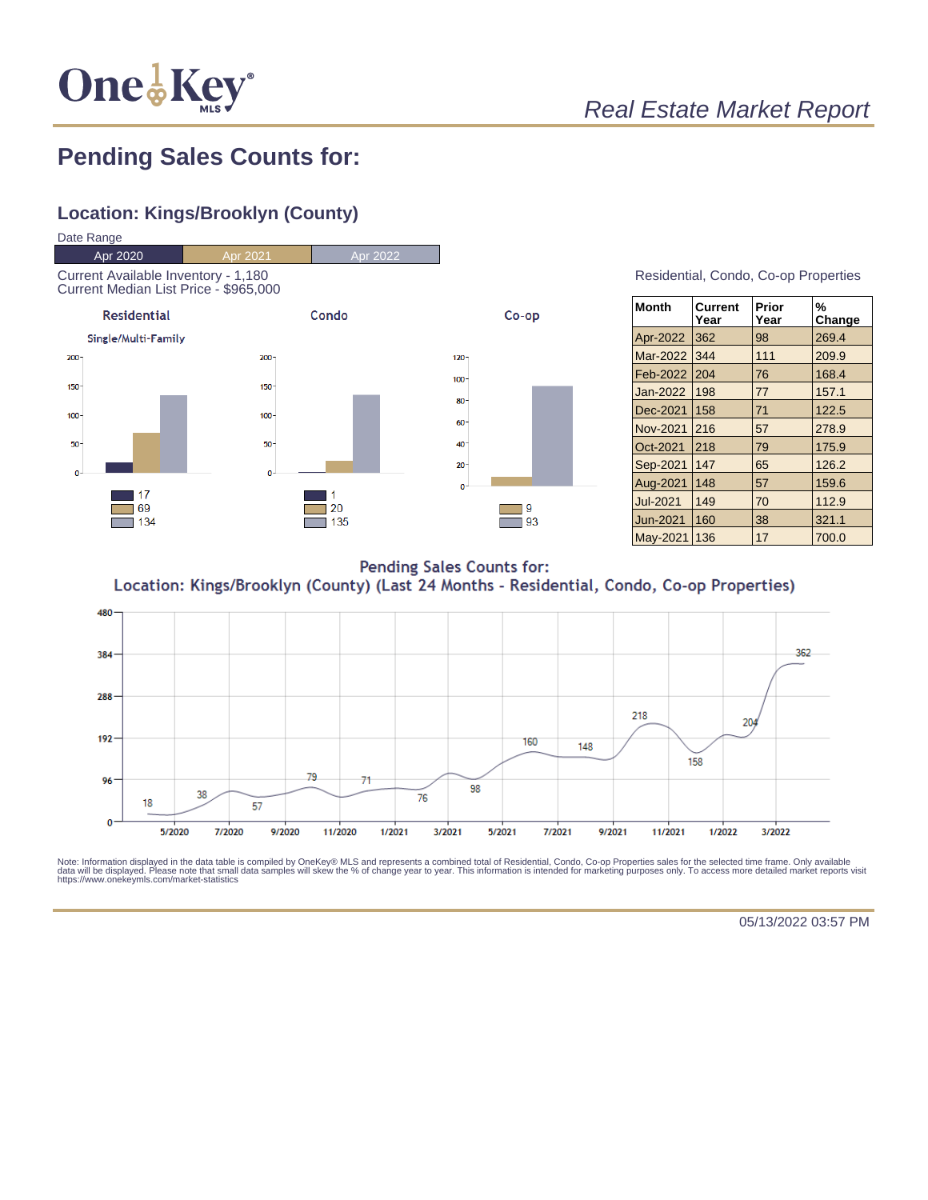*Real Estate Market Report*

## Pending Sales Counts for:

### Location: Kings/Brooklyn (County)

Date Range

| Apr 2020 | Apr 2021 | Apr 2022 |
|---|---|---|

Current Available Inventory - 1,180
Current Median List Price - $965,000

**Residential** — Single/Multi-Family

- Apr 2020: 17
- Apr 2021: 69
- Apr 2022: 134

**Condo**

- Apr 2020: 1
- Apr 2021: 20
- Apr 2022: 135

**Co-op**

- Apr 2021: 9
- Apr 2022: 93

Residential, Condo, Co-op Properties

| Month | Current Year | Prior Year | % Change |
|---|---|---|---|
| Apr-2022 | 362 | 98 | 269.4 |
| Mar-2022 | 344 | 111 | 209.9 |
| Feb-2022 | 204 | 76 | 168.4 |
| Jan-2022 | 198 | 77 | 157.1 |
| Dec-2021 | 158 | 71 | 122.5 |
| Nov-2021 | 216 | 57 | 278.9 |
| Oct-2021 | 218 | 79 | 175.9 |
| Sep-2021 | 147 | 65 | 126.2 |
| Aug-2021 | 148 | 57 | 159.6 |
| Jul-2021 | 149 | 70 | 112.9 |
| Jun-2021 | 160 | 38 | 321.1 |
| May-2021 | 136 | 17 | 700.0 |

**Pending Sales Counts for:**
**Location: Kings/Brooklyn (County) (Last 24 Months - Residential, Condo, Co-op Properties)**

Note: Information displayed in the data table is compiled by OneKey® MLS and represents a combined total of Residential, Condo, Co-op Properties sales for the selected time frame. Only available data will be displayed. Please note that small data samples will skew the % of change year to year. This information is intended for marketing purposes only. To access more detailed market reports visit https://www.onekeymls.com/market-statistics

05/13/2022 03:57 PM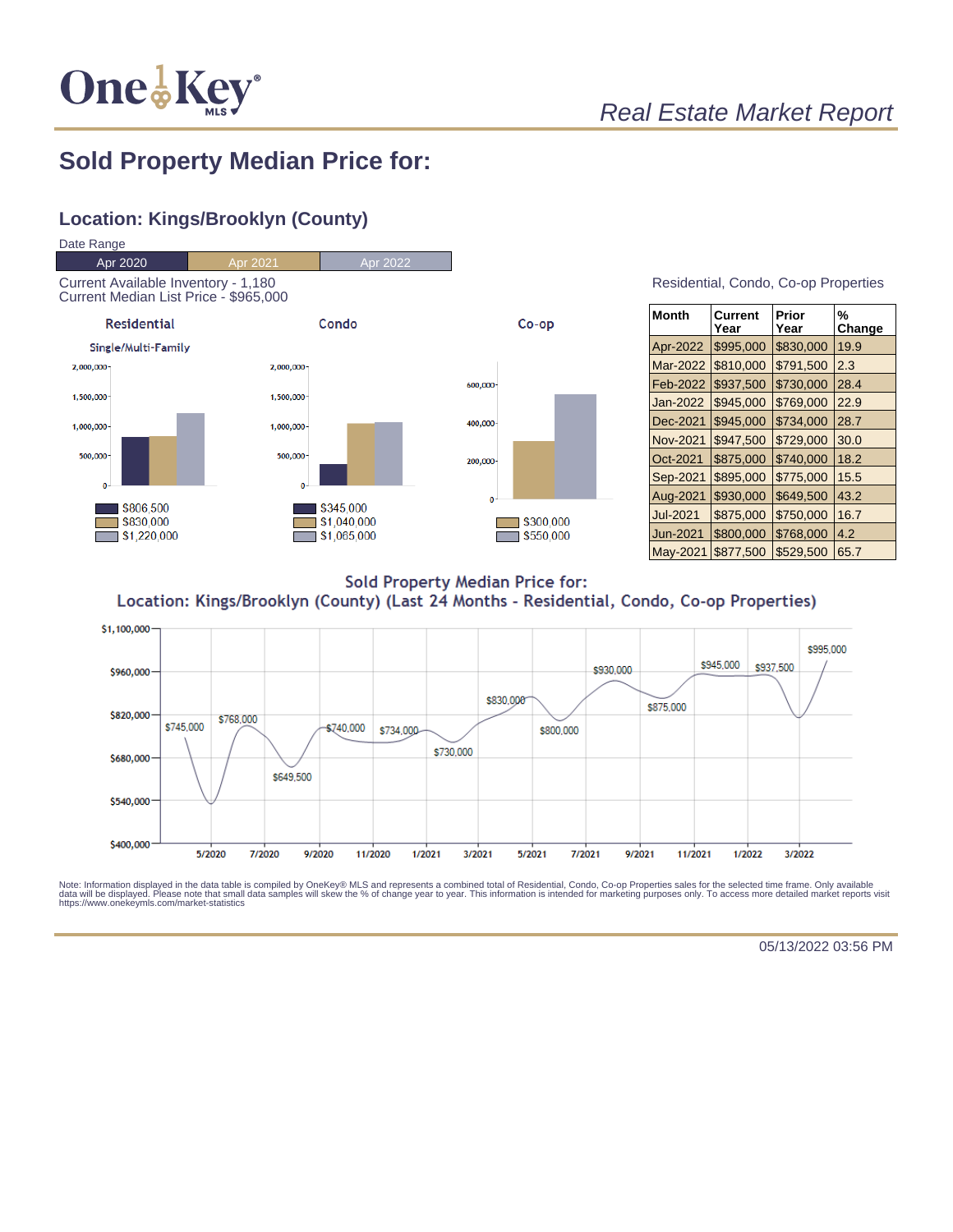# Real Estate Market Report

## Sold Property Median Price for:

### Location: Kings/Brooklyn (County)

Date Range

| Apr 2020 | Apr 2021 | Apr 2022 |
|---|---|---|

Current Available Inventory - 1,180
Current Median List Price - $965,000

**Residential**

Single/Multi-Family

- $806,500
- $830,000
- $1,220,000

**Condo**

- $345,000
- $1,040,000
- $1,065,000

**Co-op**

- $300,000
- $550,000

Residential, Condo, Co-op Properties

| Month | Current Year | Prior Year | % Change |
|---|---|---|---|
| Apr-2022 | $995,000 | $830,000 | 19.9 |
| Mar-2022 | $810,000 | $791,500 | 2.3 |
| Feb-2022 | $937,500 | $730,000 | 28.4 |
| Jan-2022 | $945,000 | $769,000 | 22.9 |
| Dec-2021 | $945,000 | $734,000 | 28.7 |
| Nov-2021 | $947,500 | $729,000 | 30.0 |
| Oct-2021 | $875,000 | $740,000 | 18.2 |
| Sep-2021 | $895,000 | $775,000 | 15.5 |
| Aug-2021 | $930,000 | $649,500 | 43.2 |
| Jul-2021 | $875,000 | $750,000 | 16.7 |
| Jun-2021 | $800,000 | $768,000 | 4.2 |
| May-2021 | $877,500 | $529,500 | 65.7 |

**Sold Property Median Price for:**
**Location: Kings/Brooklyn (County) (Last 24 Months - Residential, Condo, Co-op Properties)**

Data labels: $745,000; $768,000; $649,500; $740,000; $734,000; $730,000; $830,000; $800,000; $930,000; $875,000; $945,000; $937,500; $995,000

Note: Information displayed in the data table is compiled by OneKey® MLS and represents a combined total of Residential, Condo, Co-op Properties sales for the selected time frame. Only available data will be displayed. Please note that small data samples will skew the % of change year to year. This information is intended for marketing purposes only. To access more detailed market reports visit https://www.onekeymls.com/market-statistics

05/13/2022 03:56 PM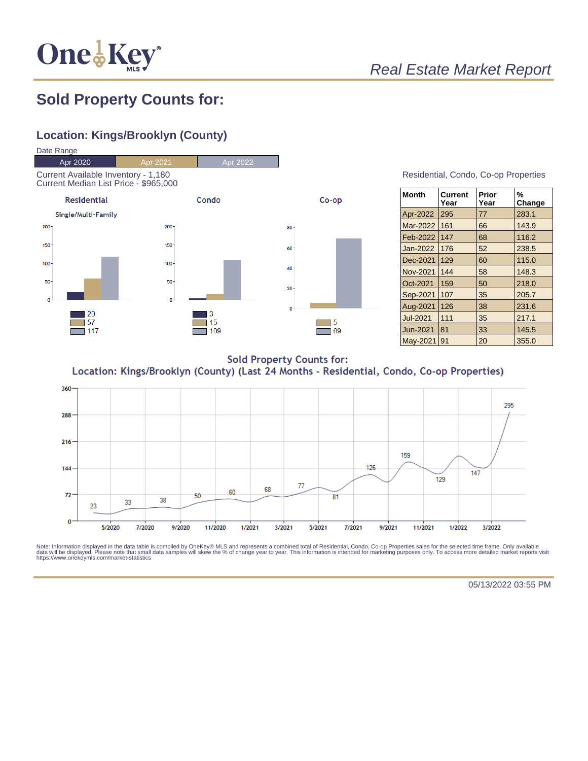*Real Estate Market Report*

# Sold Property Counts for:

## Location: Kings/Brooklyn (County)

Date Range

Apr 2020 | Apr 2021 | Apr 2022

Current Available Inventory - 1,180
Current Median List Price - $965,000

Residential

Single/Multi-Family

200
150
100
50
0

20
57
117

Condo

200
150
100
50
0

3
15
109

Co-op

80
60
40
20
0

5
69

Residential, Condo, Co-op Properties

| Month | Current Year | Prior Year | % Change |
|---|---|---|---|
| Apr-2022 | 295 | 77 | 283.1 |
| Mar-2022 | 161 | 66 | 143.9 |
| Feb-2022 | 147 | 68 | 116.2 |
| Jan-2022 | 176 | 52 | 238.5 |
| Dec-2021 | 129 | 60 | 115.0 |
| Nov-2021 | 144 | 58 | 148.3 |
| Oct-2021 | 159 | 50 | 218.0 |
| Sep-2021 | 107 | 35 | 205.7 |
| Aug-2021 | 126 | 38 | 231.6 |
| Jul-2021 | 111 | 35 | 217.1 |
| Jun-2021 | 81 | 33 | 145.5 |
| May-2021 | 91 | 20 | 355.0 |

Sold Property Counts for:
Location: Kings/Brooklyn (County) (Last 24 Months - Residential, Condo, Co-op Properties)

360
288
216
144
72
0

23
33
38
50
60
68
77
81
126
159
129
147
295

5/2020
7/2020
9/2020
11/2020
1/2021
3/2021
5/2021
7/2021
9/2021
11/2021
1/2022
3/2022

Note: Information displayed in the data table is compiled by OneKey® MLS and represents a combined total of Residential, Condo, Co-op Properties sales for the selected time frame. Only available data will be displayed. Please note that small data samples will skew the % of change year to year. This information is intended for marketing purposes only. To access more detailed market reports visit https://www.onekeymls.com/market-statistics

05/13/2022 03:55 PM